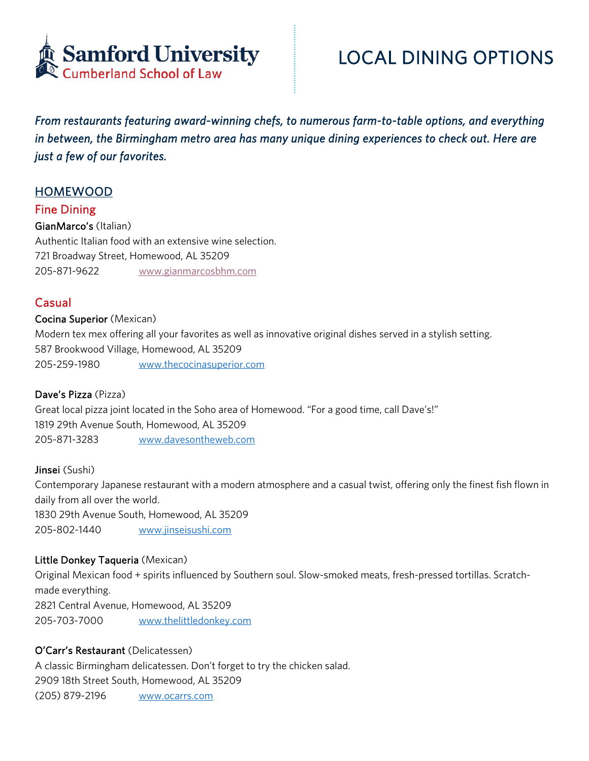Samford University
Cumberland School of Law

# LOCAL DINING OPTIONS

*From restaurants featuring award-winning chefs, to numerous farm-to-table options, and everything in between, the Birmingham metro area has many unique dining experiences to check out. Here are just a few of our favorites.*

## HOMEWOOD

### Fine Dining

**GianMarco's** (Italian)
Authentic Italian food with an extensive wine selection.
721 Broadway Street, Homewood, AL 35209
205-871-9622 www.gianmarcosbhm.com

### Casual

**Cocina Superior** (Mexican)
Modern tex mex offering all your favorites as well as innovative original dishes served in a stylish setting.
587 Brookwood Village, Homewood, AL 35209
205-259-1980 www.thecocinasuperior.com

**Dave's Pizza** (Pizza)
Great local pizza joint located in the Soho area of Homewood. "For a good time, call Dave's!"
1819 29th Avenue South, Homewood, AL 35209
205-871-3283 www.davesontheweb.com

**Jinsei** (Sushi)
Contemporary Japanese restaurant with a modern atmosphere and a casual twist, offering only the finest fish flown in daily from all over the world.
1830 29th Avenue South, Homewood, AL 35209
205-802-1440 www.jinseisushi.com

**Little Donkey Taqueria** (Mexican)
Original Mexican food + spirits influenced by Southern soul. Slow-smoked meats, fresh-pressed tortillas. Scratch-made everything.
2821 Central Avenue, Homewood, AL 35209
205-703-7000 www.thelittledonkey.com

**O'Carr's Restaurant** (Delicatessen)
A classic Birmingham delicatessen. Don't forget to try the chicken salad.
2909 18th Street South, Homewood, AL 35209
(205) 879-2196 www.ocarrs.com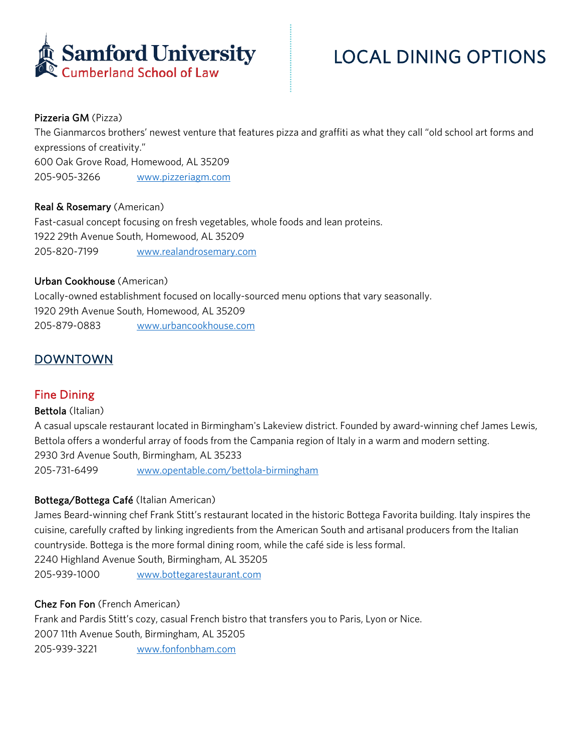**Pizzeria GM** (Pizza)
The Gianmarcos brothers' newest venture that features pizza and graffiti as what they call "old school art forms and expressions of creativity."
600 Oak Grove Road, Homewood, AL 35209
205-905-3266 [www.pizzeriagm.com](www.pizzeriagm.com)

**Real & Rosemary** (American)
Fast-casual concept focusing on fresh vegetables, whole foods and lean proteins.
1922 29th Avenue South, Homewood, AL 35209
205-820-7199 [www.realandrosemary.com](www.realandrosemary.com)

**Urban Cookhouse** (American)
Locally-owned establishment focused on locally-sourced menu options that vary seasonally.
1920 29th Avenue South, Homewood, AL 35209
205-879-0883 [www.urbancookhouse.com](www.urbancookhouse.com)

## DOWNTOWN

### Fine Dining

**Bettola** (Italian)
A casual upscale restaurant located in Birmingham's Lakeview district. Founded by award-winning chef James Lewis, Bettola offers a wonderful array of foods from the Campania region of Italy in a warm and modern setting.
2930 3rd Avenue South, Birmingham, AL 35233
205-731-6499 [www.opentable.com/bettola-birmingham](www.opentable.com/bettola-birmingham)

**Bottega/Bottega Café** (Italian American)
James Beard-winning chef Frank Stitt's restaurant located in the historic Bottega Favorita building. Italy inspires the cuisine, carefully crafted by linking ingredients from the American South and artisanal producers from the Italian countryside. Bottega is the more formal dining room, while the café side is less formal.
2240 Highland Avenue South, Birmingham, AL 35205
205-939-1000 [www.bottegarestaurant.com](www.bottegarestaurant.com)

**Chez Fon Fon** (French American)
Frank and Pardis Stitt's cozy, casual French bistro that transfers you to Paris, Lyon or Nice.
2007 11th Avenue South, Birmingham, AL 35205
205-939-3221 [www.fonfonbham.com](www.fonfonbham.com)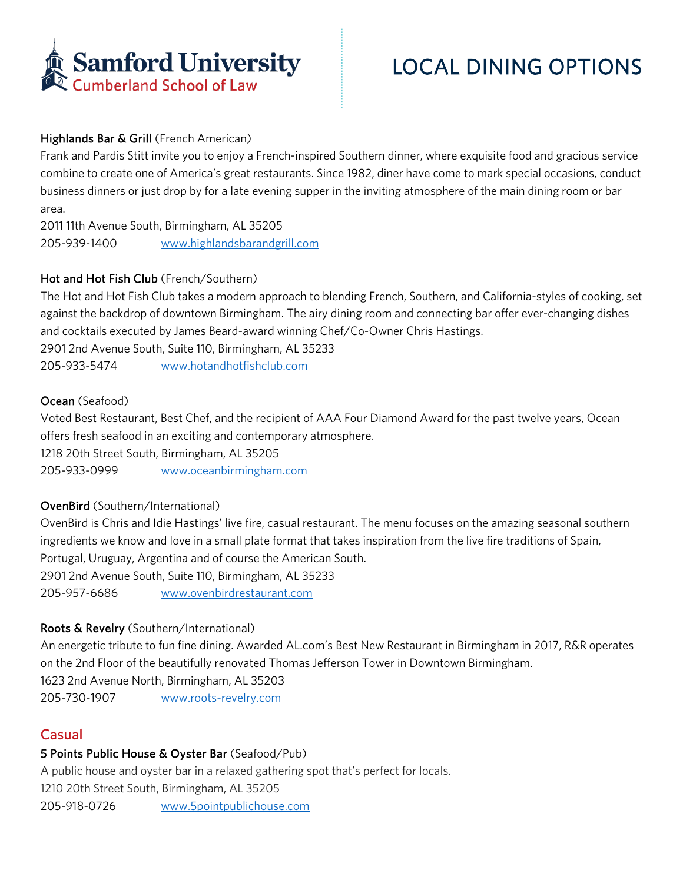# LOCAL DINING OPTIONS

**Highlands Bar & Grill** (French American)

Frank and Pardis Stitt invite you to enjoy a French-inspired Southern dinner, where exquisite food and gracious service combine to create one of America's great restaurants. Since 1982, diner have come to mark special occasions, conduct business dinners or just drop by for a late evening supper in the inviting atmosphere of the main dining room or bar area.

2011 11th Avenue South, Birmingham, AL 35205

205-939-1400 www.highlandsbarandgrill.com

**Hot and Hot Fish Club** (French/Southern)

The Hot and Hot Fish Club takes a modern approach to blending French, Southern, and California-styles of cooking, set against the backdrop of downtown Birmingham. The airy dining room and connecting bar offer ever-changing dishes and cocktails executed by James Beard-award winning Chef/Co-Owner Chris Hastings.

2901 2nd Avenue South, Suite 110, Birmingham, AL 35233

205-933-5474 www.hotandhotfishclub.com

**Ocean** (Seafood)

Voted Best Restaurant, Best Chef, and the recipient of AAA Four Diamond Award for the past twelve years, Ocean offers fresh seafood in an exciting and contemporary atmosphere.

1218 20th Street South, Birmingham, AL 35205

205-933-0999 www.oceanbirmingham.com

**OvenBird** (Southern/International)

OvenBird is Chris and Idie Hastings' live fire, casual restaurant. The menu focuses on the amazing seasonal southern ingredients we know and love in a small plate format that takes inspiration from the live fire traditions of Spain, Portugal, Uruguay, Argentina and of course the American South.

2901 2nd Avenue South, Suite 110, Birmingham, AL 35233

205-957-6686 www.ovenbirdrestaurant.com

**Roots & Revelry** (Southern/International)

An energetic tribute to fun fine dining. Awarded AL.com's Best New Restaurant in Birmingham in 2017, R&R operates on the 2nd Floor of the beautifully renovated Thomas Jefferson Tower in Downtown Birmingham.

1623 2nd Avenue North, Birmingham, AL 35203

205-730-1907 www.roots-revelry.com

## Casual

**5 Points Public House & Oyster Bar** (Seafood/Pub)

A public house and oyster bar in a relaxed gathering spot that's perfect for locals.

1210 20th Street South, Birmingham, AL 35205

205-918-0726 www.5pointpublichouse.com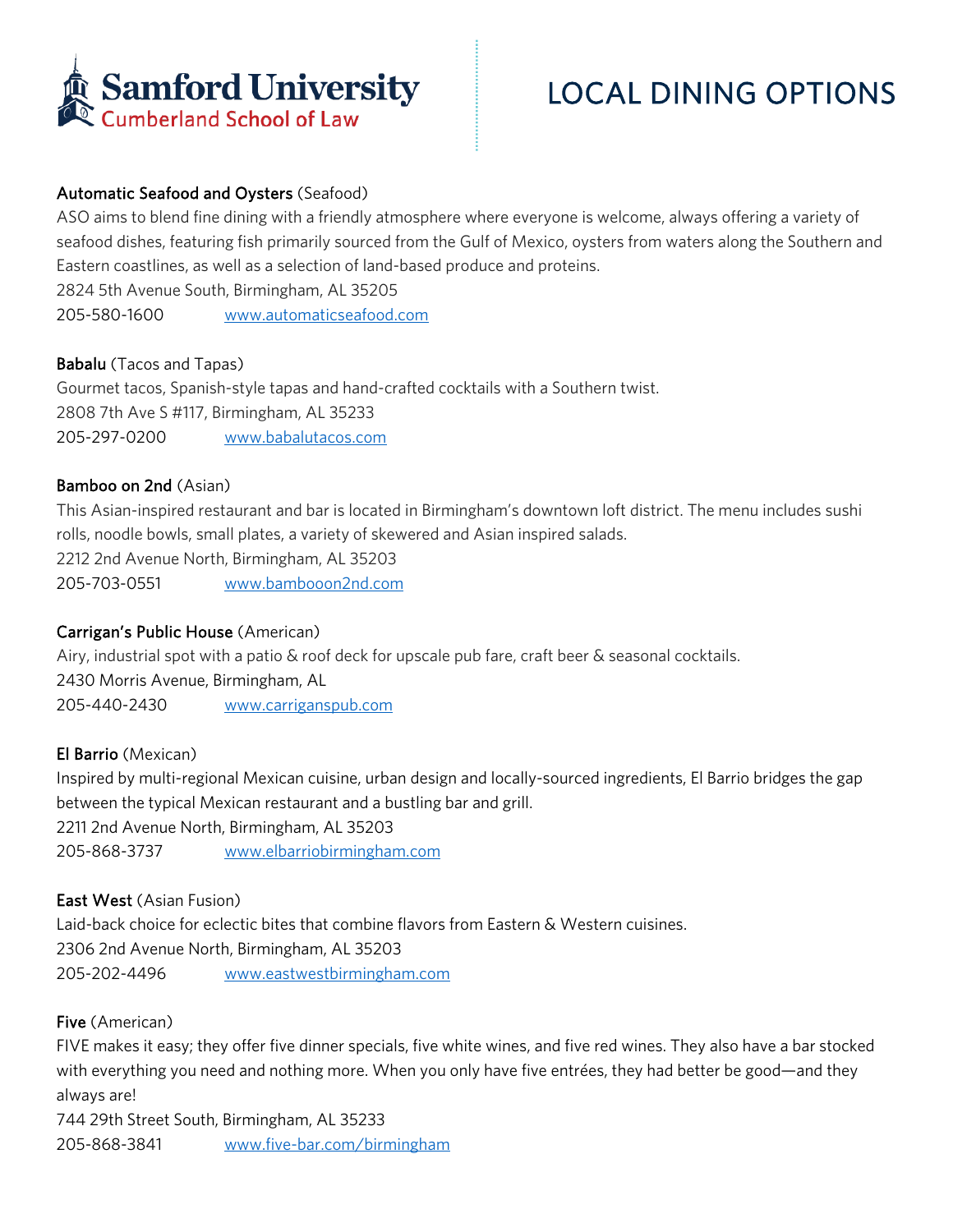Samford University
Cumberland School of Law

# LOCAL DINING OPTIONS

**Automatic Seafood and Oysters** (Seafood)
ASO aims to blend fine dining with a friendly atmosphere where everyone is welcome, always offering a variety of seafood dishes, featuring fish primarily sourced from the Gulf of Mexico, oysters from waters along the Southern and Eastern coastlines, as well as a selection of land-based produce and proteins.
2824 5th Avenue South, Birmingham, AL 35205
205-580-1600 www.automaticseafood.com

**Babalu** (Tacos and Tapas)
Gourmet tacos, Spanish-style tapas and hand-crafted cocktails with a Southern twist.
2808 7th Ave S #117, Birmingham, AL 35233
205-297-0200 www.babalutacos.com

**Bamboo on 2nd** (Asian)
This Asian-inspired restaurant and bar is located in Birmingham's downtown loft district. The menu includes sushi rolls, noodle bowls, small plates, a variety of skewered and Asian inspired salads.
2212 2nd Avenue North, Birmingham, AL 35203
205-703-0551 www.bambooon2nd.com

**Carrigan's Public House** (American)
Airy, industrial spot with a patio & roof deck for upscale pub fare, craft beer & seasonal cocktails.
2430 Morris Avenue, Birmingham, AL
205-440-2430 www.carriganspub.com

**El Barrio** (Mexican)
Inspired by multi-regional Mexican cuisine, urban design and locally-sourced ingredients, El Barrio bridges the gap between the typical Mexican restaurant and a bustling bar and grill.
2211 2nd Avenue North, Birmingham, AL 35203
205-868-3737 www.elbarriobirmingham.com

**East West** (Asian Fusion)
Laid-back choice for eclectic bites that combine flavors from Eastern & Western cuisines.
2306 2nd Avenue North, Birmingham, AL 35203
205-202-4496 www.eastwestbirmingham.com

**Five** (American)
FIVE makes it easy; they offer five dinner specials, five white wines, and five red wines. They also have a bar stocked with everything you need and nothing more. When you only have five entrées, they had better be good—and they always are!
744 29th Street South, Birmingham, AL 35233
205-868-3841 www.five-bar.com/birmingham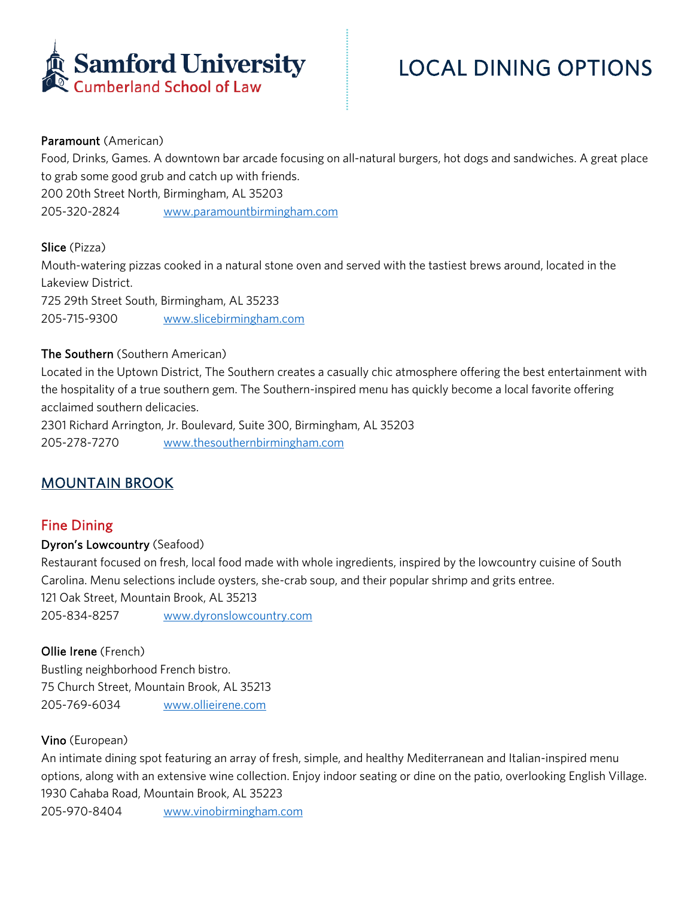# LOCAL DINING OPTIONS

**Paramount** (American)
Food, Drinks, Games. A downtown bar arcade focusing on all-natural burgers, hot dogs and sandwiches. A great place to grab some good grub and catch up with friends.
200 20th Street North, Birmingham, AL 35203
205-320-2824 www.paramountbirmingham.com

**Slice** (Pizza)
Mouth-watering pizzas cooked in a natural stone oven and served with the tastiest brews around, located in the Lakeview District.
725 29th Street South, Birmingham, AL 35233
205-715-9300 www.slicebirmingham.com

**The Southern** (Southern American)
Located in the Uptown District, The Southern creates a casually chic atmosphere offering the best entertainment with the hospitality of a true southern gem. The Southern-inspired menu has quickly become a local favorite offering acclaimed southern delicacies.
2301 Richard Arrington, Jr. Boulevard, Suite 300, Birmingham, AL 35203
205-278-7270 www.thesouthernbirmingham.com

## MOUNTAIN BROOK

### Fine Dining

**Dyron's Lowcountry** (Seafood)
Restaurant focused on fresh, local food made with whole ingredients, inspired by the lowcountry cuisine of South Carolina. Menu selections include oysters, she-crab soup, and their popular shrimp and grits entree.
121 Oak Street, Mountain Brook, AL 35213
205-834-8257 www.dyronslowcountry.com

**Ollie Irene** (French)
Bustling neighborhood French bistro.
75 Church Street, Mountain Brook, AL 35213
205-769-6034 www.ollieirene.com

**Vino** (European)
An intimate dining spot featuring an array of fresh, simple, and healthy Mediterranean and Italian-inspired menu options, along with an extensive wine collection. Enjoy indoor seating or dine on the patio, overlooking English Village.
1930 Cahaba Road, Mountain Brook, AL 35223
205-970-8404 www.vinobirmingham.com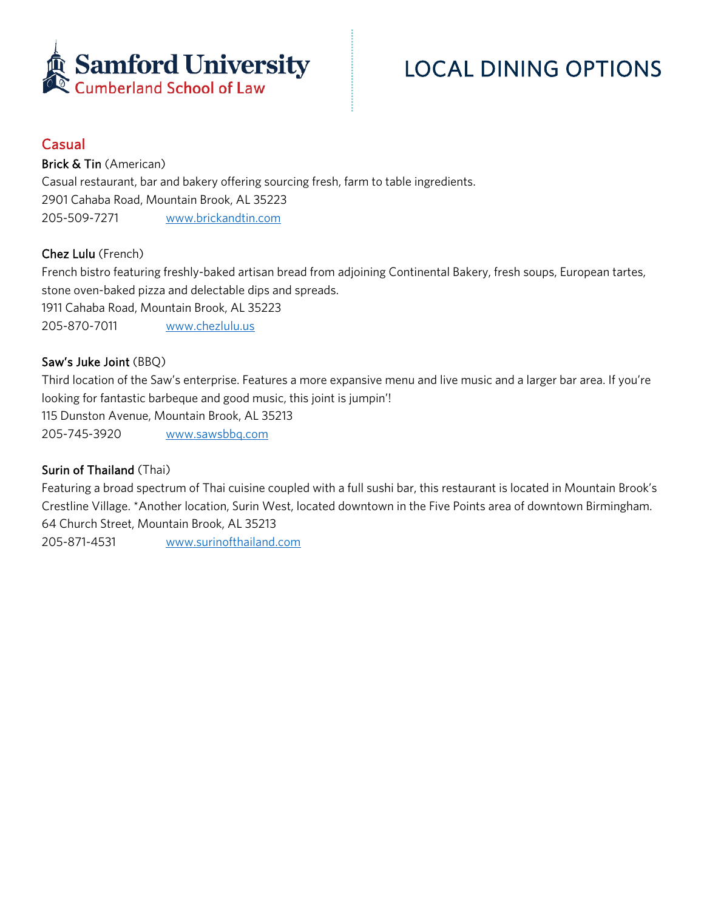# LOCAL DINING OPTIONS

## Casual

**Brick & Tin** (American)
Casual restaurant, bar and bakery offering sourcing fresh, farm to table ingredients.
2901 Cahaba Road, Mountain Brook, AL 35223
205-509-7271 [www.brickandtin.com](http://www.brickandtin.com)

**Chez Lulu** (French)
French bistro featuring freshly-baked artisan bread from adjoining Continental Bakery, fresh soups, European tartes, stone oven-baked pizza and delectable dips and spreads.
1911 Cahaba Road, Mountain Brook, AL 35223
205-870-7011 [www.chezlulu.us](http://www.chezlulu.us)

**Saw's Juke Joint** (BBQ)
Third location of the Saw's enterprise. Features a more expansive menu and live music and a larger bar area. If you're looking for fantastic barbeque and good music, this joint is jumpin'!
115 Dunston Avenue, Mountain Brook, AL 35213
205-745-3920 [www.sawsbbq.com](http://www.sawsbbq.com)

**Surin of Thailand** (Thai)
Featuring a broad spectrum of Thai cuisine coupled with a full sushi bar, this restaurant is located in Mountain Brook's Crestline Village. *Another location, Surin West, located downtown in the Five Points area of downtown Birmingham.
64 Church Street, Mountain Brook, AL 35213
205-871-4531 [www.surinofthailand.com](http://www.surinofthailand.com)